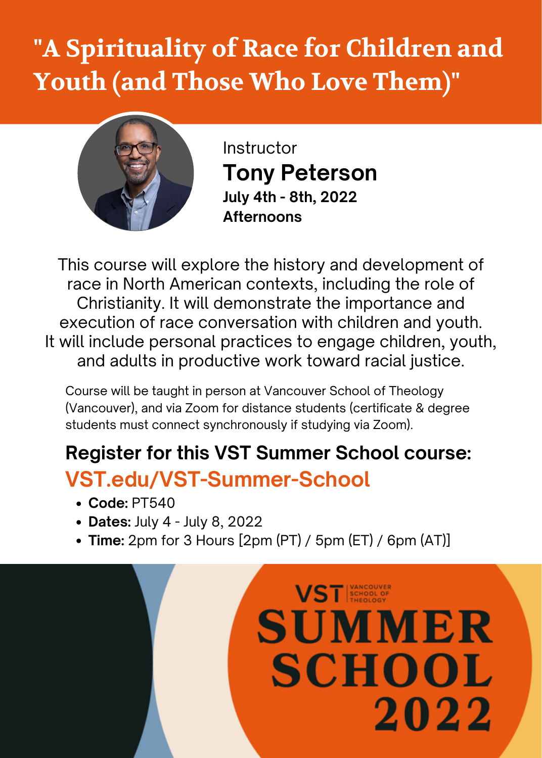# "A Spirituality of Race for Children and Youth (and Those Who Love Them)"

Instructor

**Tony Peterson**

**July 4th - 8th, 2022**

**Afternoons**

This course will explore the history and development of race in North American contexts, including the role of Christianity. It will demonstrate the importance and execution of race conversation with children and youth. It will include personal practices to engage children, youth, and adults in productive work toward racial justice.

Course will be taught in person at Vancouver School of Theology (Vancouver), and via Zoom for distance students (certificate & degree students must connect synchronously if studying via Zoom).

## Register for this VST Summer School course:

## VST.edu/VST-Summer-School

- **Code:** PT540
- **Dates:** July 4 - July 8, 2022
- **Time:** 2pm for 3 Hours [2pm (PT) / 5pm (ET) / 6pm (AT)]

VST | VANCOUVER SCHOOL OF THEOLOGY

SUMMER SCHOOL 2022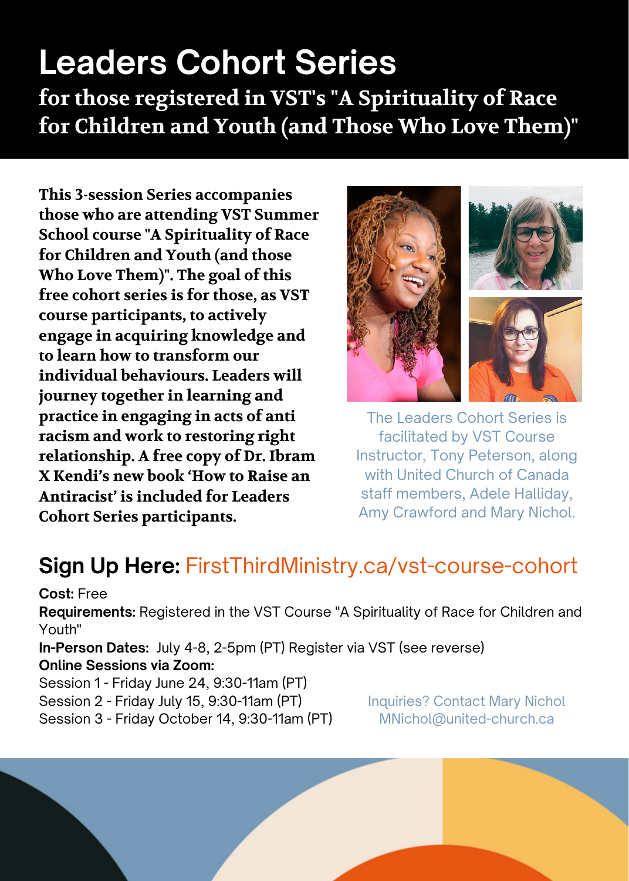# Leaders Cohort Series

## for those registered in VST's "A Spirituality of Race for Children and Youth (and Those Who Love Them)"

**This 3-session Series accompanies those who are attending VST Summer School course "A Spirituality of Race for Children and Youth (and those Who Love Them)". The goal of this free cohort series is for those, as VST course participants, to actively engage in acquiring knowledge and to learn how to transform our individual behaviours. Leaders will journey together in learning and practice in engaging in acts of anti racism and work to restoring right relationship. A free copy of Dr. Ibram X Kendi's new book 'How to Raise an Antiracist' is included for Leaders Cohort Series participants.**

The Leaders Cohort Series is facilitated by VST Course Instructor, Tony Peterson, along with United Church of Canada staff members, Adele Halliday, Amy Crawford and Mary Nichol.

## Sign Up Here: FirstThirdMinistry.ca/vst-course-cohort

**Cost:** Free

**Requirements:** Registered in the VST Course "A Spirituality of Race for Children and Youth"

**In-Person Dates:** July 4-8, 2-5pm (PT) Register via VST (see reverse)

**Online Sessions via Zoom:**

Session 1 - Friday June 24, 9:30-11am (PT)
Session 2 - Friday July 15, 9:30-11am (PT)
Session 3 - Friday October 14, 9:30-11am (PT)

Inquiries? Contact Mary Nichol
MNichol@united-church.ca